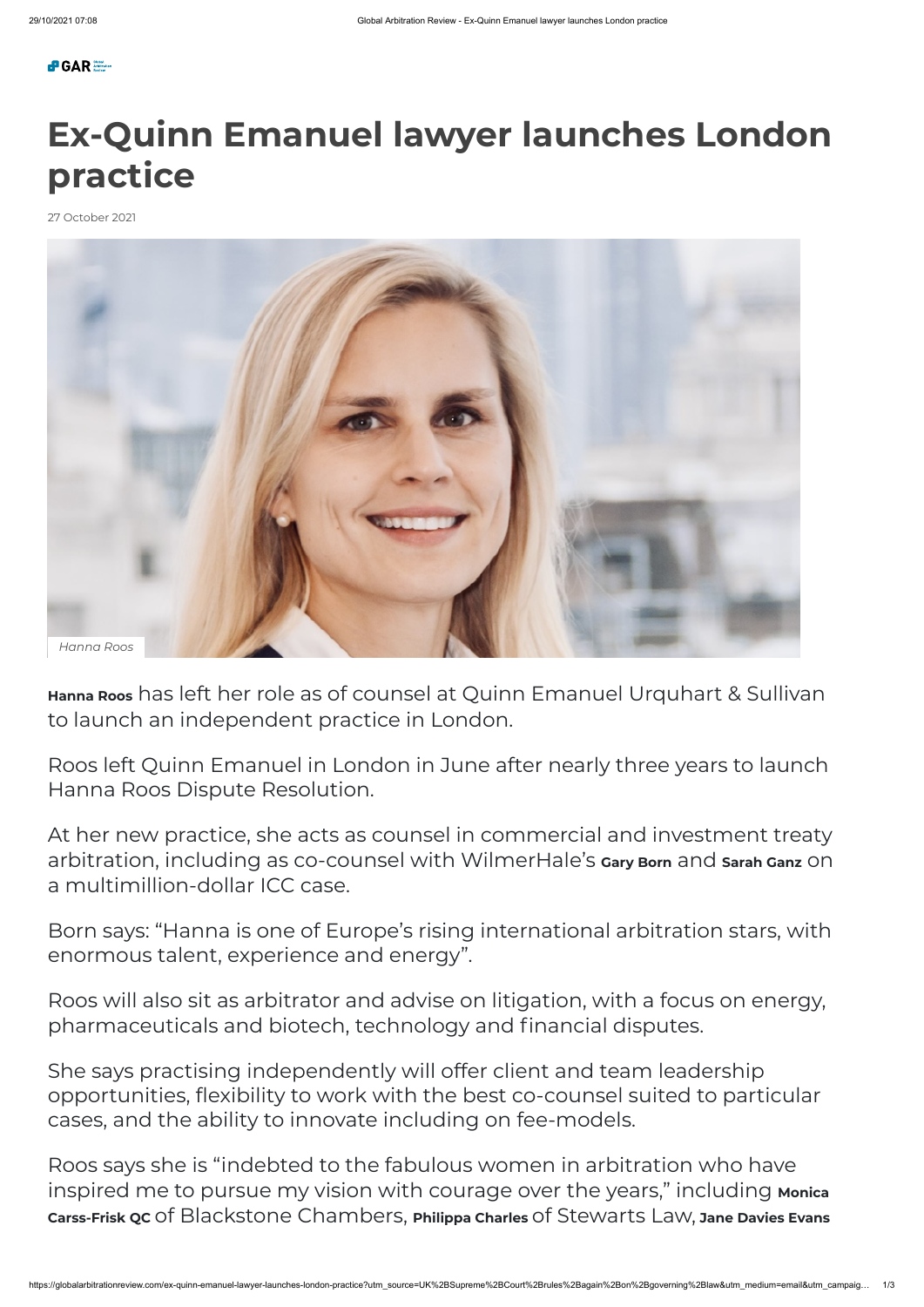# Ex-Quinn Emanuel lawyer launches London practice

27 October 2021

*Hanna Roos*

**Hanna Roos** has left her role as of counsel at Quinn Emanuel Urquhart & Sullivan to launch an independent practice in London.

Roos left Quinn Emanuel in London in June after nearly three years to launch Hanna Roos Dispute Resolution.

At her new practice, she acts as counsel in commercial and investment treaty arbitration, including as co-counsel with WilmerHale's **Gary Born** and **Sarah Ganz** on a multimillion-dollar ICC case.

Born says: "Hanna is one of Europe's rising international arbitration stars, with enormous talent, experience and energy".

Roos will also sit as arbitrator and advise on litigation, with a focus on energy, pharmaceuticals and biotech, technology and financial disputes.

She says practising independently will offer client and team leadership opportunities, flexibility to work with the best co-counsel suited to particular cases, and the ability to innovate including on fee-models.

Roos says she is "indebted to the fabulous women in arbitration who have inspired me to pursue my vision with courage over the years," including **Monica Carss-Frisk QC** of Blackstone Chambers, **Philippa Charles** of Stewarts Law, **Jane Davies Evans**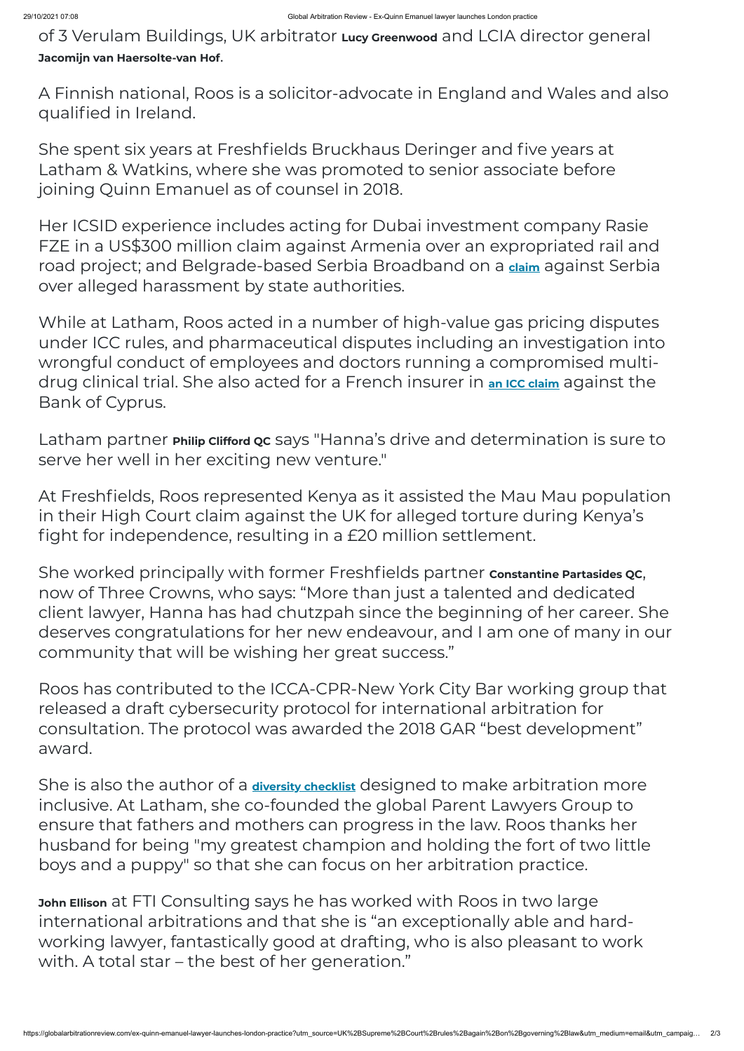of 3 Verulam Buildings, UK arbitrator **Lucy Greenwood** and LCIA director general **Jacomijn van Haersolte-van Hof**.

A Finnish national, Roos is a solicitor-advocate in England and Wales and also qualified in Ireland.

She spent six years at Freshfields Bruckhaus Deringer and five years at Latham & Watkins, where she was promoted to senior associate before joining Quinn Emanuel as of counsel in 2018.

Her ICSID experience includes acting for Dubai investment company Rasie FZE in a US$300 million claim against Armenia over an expropriated rail and road project; and Belgrade-based Serbia Broadband on a **claim** against Serbia over alleged harassment by state authorities.

While at Latham, Roos acted in a number of high-value gas pricing disputes under ICC rules, and pharmaceutical disputes including an investigation into wrongful conduct of employees and doctors running a compromised multi-drug clinical trial. She also acted for a French insurer in **an ICC claim** against the Bank of Cyprus.

Latham partner **Philip Clifford QC** says "Hanna's drive and determination is sure to serve her well in her exciting new venture."

At Freshfields, Roos represented Kenya as it assisted the Mau Mau population in their High Court claim against the UK for alleged torture during Kenya's fight for independence, resulting in a £20 million settlement.

She worked principally with former Freshfields partner **Constantine Partasides QC**, now of Three Crowns, who says: "More than just a talented and dedicated client lawyer, Hanna has had chutzpah since the beginning of her career. She deserves congratulations for her new endeavour, and I am one of many in our community that will be wishing her great success."

Roos has contributed to the ICCA-CPR-New York City Bar working group that released a draft cybersecurity protocol for international arbitration for consultation. The protocol was awarded the 2018 GAR "best development" award.

She is also the author of a **diversity checklist** designed to make arbitration more inclusive. At Latham, she co-founded the global Parent Lawyers Group to ensure that fathers and mothers can progress in the law. Roos thanks her husband for being "my greatest champion and holding the fort of two little boys and a puppy" so that she can focus on her arbitration practice.

**John Ellison** at FTI Consulting says he has worked with Roos in two large international arbitrations and that she is "an exceptionally able and hard-working lawyer, fantastically good at drafting, who is also pleasant to work with. A total star – the best of her generation."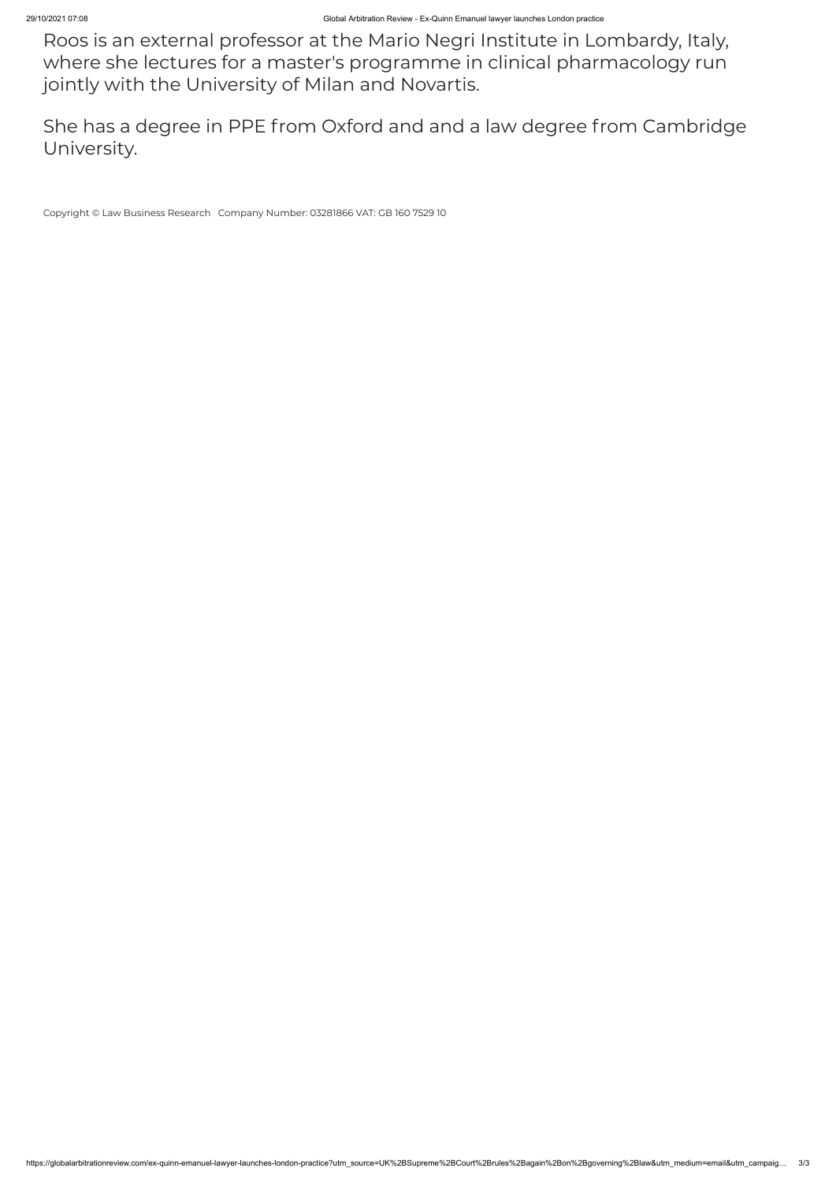Roos is an external professor at the Mario Negri Institute in Lombardy, Italy, where she lectures for a master's programme in clinical pharmacology run jointly with the University of Milan and Novartis.

She has a degree in PPE from Oxford and and a law degree from Cambridge University.

Copyright © Law Business Research Company Number: 03281866 VAT: GB 160 7529 10